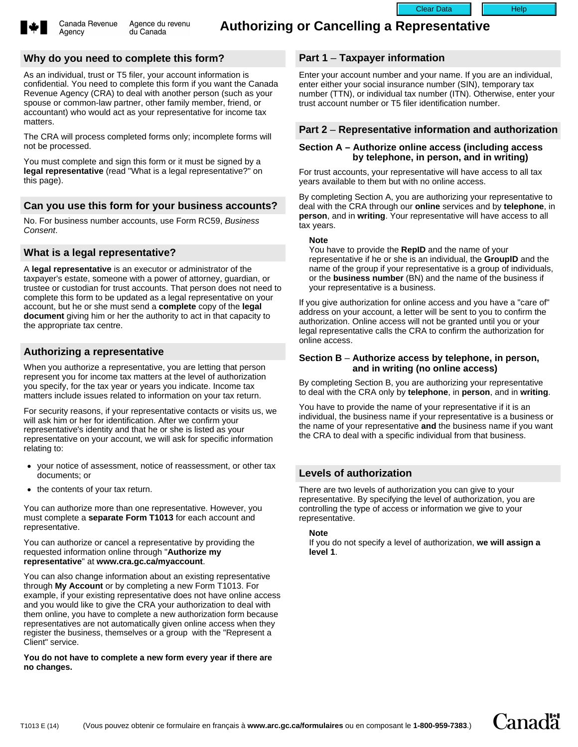Canada Revenue Agency | Agence du revenu du Canada

# Authorizing or Cancelling a Representative

## Why do you need to complete this form?

As an individual, trust or T5 filer, your account information is confidential. You need to complete this form if you want the Canada Revenue Agency (CRA) to deal with another person (such as your spouse or common-law partner, other family member, friend, or accountant) who would act as your representative for income tax matters.

The CRA will process completed forms only; incomplete forms will not be processed.

You must complete and sign this form or it must be signed by a **legal representative** (read "What is a legal representative?" on this page).

## Can you use this form for your business accounts?

No. For business number accounts, use Form RC59, *Business Consent*.

## What is a legal representative?

A **legal representative** is an executor or administrator of the taxpayer's estate, someone with a power of attorney, guardian, or trustee or custodian for trust accounts. That person does not need to complete this form to be updated as a legal representative on your account, but he or she must send a **complete** copy of the **legal document** giving him or her the authority to act in that capacity to the appropriate tax centre.

## Authorizing a representative

When you authorize a representative, you are letting that person represent you for income tax matters at the level of authorization you specify, for the tax year or years you indicate. Income tax matters include issues related to information on your tax return.

For security reasons, if your representative contacts or visits us, we will ask him or her for identification. After we confirm your representative's identity and that he or she is listed as your representative on your account, we will ask for specific information relating to:

- your notice of assessment, notice of reassessment, or other tax documents; or
- the contents of your tax return.

You can authorize more than one representative. However, you must complete a **separate Form T1013** for each account and representative.

You can authorize or cancel a representative by providing the requested information online through "**Authorize my representative**" at **www.cra.gc.ca/myaccount**.

You can also change information about an existing representative through **My Account** or by completing a new Form T1013. For example, if your existing representative does not have online access and you would like to give the CRA your authorization to deal with them online, you have to complete a new authorization form because representatives are not automatically given online access when they register the business, themselves or a group with the "Represent a Client" service.

**You do not have to complete a new form every year if there are no changes.**

## Part 1 – Taxpayer information

Enter your account number and your name. If you are an individual, enter either your social insurance number (SIN), temporary tax number (TTN), or individual tax number (ITN). Otherwise, enter your trust account number or T5 filer identification number.

## Part 2 – Representative information and authorization

### Section A – Authorize online access (including access by telephone, in person, and in writing)

For trust accounts, your representative will have access to all tax years available to them but with no online access.

By completing Section A, you are authorizing your representative to deal with the CRA through our **online** services and by **telephone**, in **person**, and in **writing**. Your representative will have access to all tax years.

**Note**
You have to provide the **RepID** and the name of your representative if he or she is an individual, the **GroupID** and the name of the group if your representative is a group of individuals, or the **business number** (BN) and the name of the business if your representative is a business.

If you give authorization for online access and you have a "care of" address on your account, a letter will be sent to you to confirm the authorization. Online access will not be granted until you or your legal representative calls the CRA to confirm the authorization for online access.

### Section B – Authorize access by telephone, in person, and in writing (no online access)

By completing Section B, you are authorizing your representative to deal with the CRA only by **telephone**, in **person**, and in **writing**.

You have to provide the name of your representative if it is an individual, the business name if your representative is a business or the name of your representative **and** the business name if you want the CRA to deal with a specific individual from that business.

## Levels of authorization

There are two levels of authorization you can give to your representative. By specifying the level of authorization, you are controlling the type of access or information we give to your representative.

**Note**
If you do not specify a level of authorization, **we will assign a level 1**.

T1013 E (14) (Vous pouvez obtenir ce formulaire en français à **www.arc.gc.ca/formulaires** ou en composant le **1-800-959-7383**.)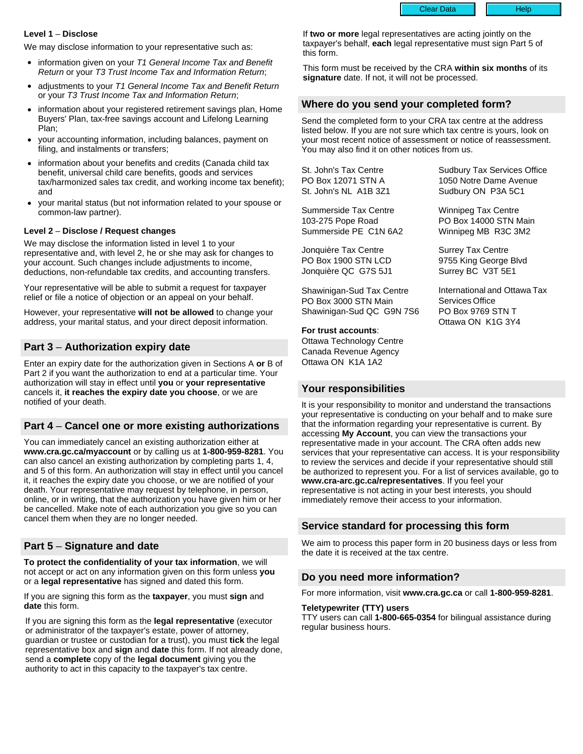**Level 1** – **Disclose**

We may disclose information to your representative such as:

- information given on your *T1 General Income Tax and Benefit Return* or your *T3 Trust Income Tax and Information Return*;
- adjustments to your *T1 General Income Tax and Benefit Return* or your *T3 Trust Income Tax and Information Return*;
- information about your registered retirement savings plan, Home Buyers' Plan, tax-free savings account and Lifelong Learning Plan;
- your accounting information, including balances, payment on filing, and instalments or transfers;
- information about your benefits and credits (Canada child tax benefit, universal child care benefits, goods and services tax/harmonized sales tax credit, and working income tax benefit); and
- your marital status (but not information related to your spouse or common-law partner).

**Level 2** – **Disclose / Request changes**

We may disclose the information listed in level 1 to your representative and, with level 2, he or she may ask for changes to your account. Such changes include adjustments to income, deductions, non-refundable tax credits, and accounting transfers.

Your representative will be able to submit a request for taxpayer relief or file a notice of objection or an appeal on your behalf.

However, your representative **will not be allowed** to change your address, your marital status, and your direct deposit information.

## Part 3 – Authorization expiry date

Enter an expiry date for the authorization given in Sections A **or** B of Part 2 if you want the authorization to end at a particular time. Your authorization will stay in effect until **you** or **your representative** cancels it, **it reaches the expiry date you choose**, or we are notified of your death.

## Part 4 – Cancel one or more existing authorizations

You can immediately cancel an existing authorization either at **www.cra.gc.ca/myaccount** or by calling us at **1-800-959-8281**. You can also cancel an existing authorization by completing parts 1, 4, and 5 of this form. An authorization will stay in effect until you cancel it, it reaches the expiry date you choose, or we are notified of your death. Your representative may request by telephone, in person, online, or in writing, that the authorization you have given him or her be cancelled. Make note of each authorization you give so you can cancel them when they are no longer needed.

## Part 5 – Signature and date

**To protect the confidentiality of your tax information**, we will not accept or act on any information given on this form unless **you** or a **legal representative** has signed and dated this form.

If you are signing this form as the **taxpayer**, you must **sign** and **date** this form.

If you are signing this form as the **legal representative** (executor or administrator of the taxpayer's estate, power of attorney, guardian or trustee or custodian for a trust), you must **tick** the legal representative box and **sign** and **date** this form. If not already done, send a **complete** copy of the **legal document** giving you the authority to act in this capacity to the taxpayer's tax centre.

If **two or more** legal representatives are acting jointly on the taxpayer's behalf, **each** legal representative must sign Part 5 of this form.

This form must be received by the CRA **within six months** of its **signature** date. If not, it will not be processed.

## Where do you send your completed form?

Send the completed form to your CRA tax centre at the address listed below. If you are not sure which tax centre is yours, look on your most recent notice of assessment or notice of reassessment. You may also find it on other notices from us.

St. John's Tax Centre
PO Box 12071 STN A
St. John's NL A1B 3Z1

Summerside Tax Centre
103-275 Pope Road
Summerside PE C1N 6A2

Jonquière Tax Centre
PO Box 1900 STN LCD
Jonquière QC G7S 5J1

Shawinigan-Sud Tax Centre
PO Box 3000 STN Main
Shawinigan-Sud QC G9N 7S6

Sudbury Tax Services Office
1050 Notre Dame Avenue
Sudbury ON P3A 5C1

Winnipeg Tax Centre
PO Box 14000 STN Main
Winnipeg MB R3C 3M2

Surrey Tax Centre
9755 King George Blvd
Surrey BC V3T 5E1

International and Ottawa Tax Services Office
PO Box 9769 STN T
Ottawa ON K1G 3Y4

**For trust accounts**:
Ottawa Technology Centre
Canada Revenue Agency
Ottawa ON K1A 1A2

## Your responsibilities

It is your responsibility to monitor and understand the transactions your representative is conducting on your behalf and to make sure that the information regarding your representative is current. By accessing **My Account**, you can view the transactions your representative made in your account. The CRA often adds new services that your representative can access. It is your responsibility to review the services and decide if your representative should still be authorized to represent you. For a list of services available, go to **www.cra-arc.gc.ca/representatives**. If you feel your representative is not acting in your best interests, you should immediately remove their access to your information.

## Service standard for processing this form

We aim to process this paper form in 20 business days or less from the date it is received at the tax centre.

## Do you need more information?

For more information, visit **www.cra.gc.ca** or call **1-800-959-8281**.

**Teletypewriter (TTY) users**
TTY users can call **1-800-665-0354** for bilingual assistance during regular business hours.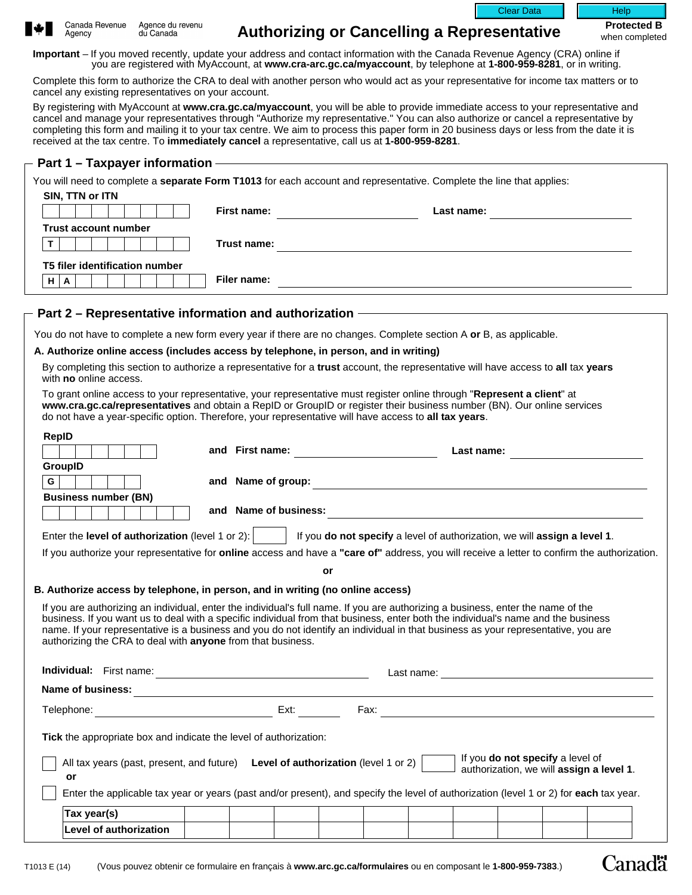Canada Revenue Agency / Agence du revenu du Canada

# Authorizing or Cancelling a Representative

**Protected B** when completed

**Important** – If you moved recently, update your address and contact information with the Canada Revenue Agency (CRA) online if you are registered with MyAccount, at **www.cra-arc.gc.ca/myaccount**, by telephone at **1-800-959-8281**, or in writing.

Complete this form to authorize the CRA to deal with another person who would act as your representative for income tax matters or to cancel any existing representatives on your account.

By registering with MyAccount at **www.cra.gc.ca/myaccount**, you will be able to provide immediate access to your representative and cancel and manage your representatives through "Authorize my representative." You can also authorize or cancel a representative by completing this form and mailing it to your tax centre. We aim to process this paper form in 20 business days or less from the date it is received at the tax centre. To **immediately cancel** a representative, call us at **1-800-959-8281**.

## Part 1 – Taxpayer information

You will need to complete a **separate Form T1013** for each account and representative. Complete the line that applies:

**SIN, TTN or ITN** ______ **First name:** ______ **Last name:** ______

**Trust account number** T______ **Trust name:** ______

**T5 filer identification number** H A______ **Filer name:** ______

## Part 2 – Representative information and authorization

You do not have to complete a new form every year if there are no changes. Complete section A **or** B, as applicable.

**A. Authorize online access (includes access by telephone, in person, and in writing)**

By completing this section to authorize a representative for a **trust** account, the representative will have access to **all** tax **years** with **no** online access.

To grant online access to your representative, your representative must register online through "**Represent a client**" at **www.cra.gc.ca/representatives** and obtain a RepID or GroupID or register their business number (BN). Our online services do not have a year-specific option. Therefore, your representative will have access to **all tax years**.

**RepID** ______ and **First name:** ______ **Last name:** ______

**GroupID** G______ and **Name of group:** ______

**Business number (BN)** ______ and **Name of business:** ______

Enter the **level of authorization** (level 1 or 2): ______ If you **do not specify** a level of authorization, we will **assign a level 1**.

If you authorize your representative for **online** access and have a **"care of"** address, you will receive a letter to confirm the authorization.

**or**

**B. Authorize access by telephone, in person, and in writing (no online access)**

If you are authorizing an individual, enter the individual's full name. If you are authorizing a business, enter the name of the business. If you want us to deal with a specific individual from that business, enter both the individual's name and the business name. If your representative is a business and you do not identify an individual in that business as your representative, you are authorizing the CRA to deal with **anyone** from that business.

**Individual:** First name: ______ Last name: ______

**Name of business:** ______

Telephone: ______ Ext: ______ Fax: ______

**Tick** the appropriate box and indicate the level of authorization:

☐ All tax years (past, present, and future) **Level of authorization** (level 1 or 2) ______ If you **do not specify** a level of authorization, we will **assign a level 1**.

**or**

☐ Enter the applicable tax year or years (past and/or present), and specify the level of authorization (level 1 or 2) for **each** tax year.

| **Tax year(s)** | | | | | | | | | | |
|---|---|---|---|---|---|---|---|---|---|---|
| **Level of authorization** | | | | | | | | | | |

T1013 E (14) (Vous pouvez obtenir ce formulaire en français à **www.arc.gc.ca/formulaires** ou en composant le **1-800-959-7383**.)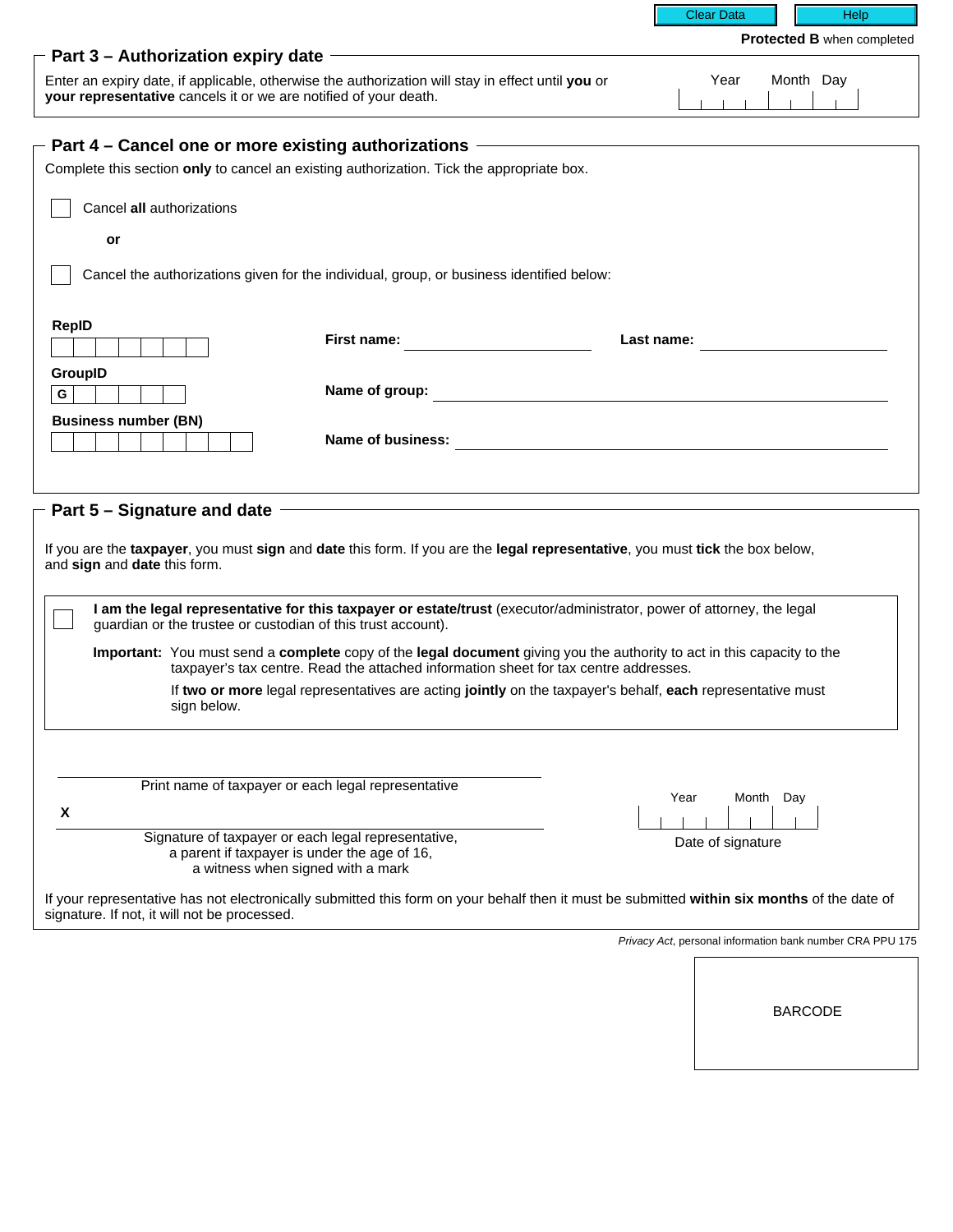Clear Data Help

**Protected B** when completed

## Part 3 – Authorization expiry date

Enter an expiry date, if applicable, otherwise the authorization will stay in effect until **you** or **your representative** cancels it or we are notified of your death.

Year Month Day

## Part 4 – Cancel one or more existing authorizations

Complete this section **only** to cancel an existing authorization. Tick the appropriate box.

☐ Cancel **all** authorizations

**or**

☐ Cancel the authorizations given for the individual, group, or business identified below:

**RepID** | **First name:** ____________ **Last name:** ____________

**GroupID** G | **Name of group:** ____________

**Business number (BN)** | **Name of business:** ____________

## Part 5 – Signature and date

If you are the **taxpayer**, you must **sign** and **date** this form. If you are the **legal representative**, you must **tick** the box below, and **sign** and **date** this form.

☐ **I am the legal representative for this taxpayer or estate/trust** (executor/administrator, power of attorney, the legal guardian or the trustee or custodian of this trust account).

**Important:** You must send a **complete** copy of the **legal document** giving you the authority to act in this capacity to the taxpayer's tax centre. Read the attached information sheet for tax centre addresses.

If **two or more** legal representatives are acting **jointly** on the taxpayer's behalf, **each** representative must sign below.

Print name of taxpayer or each legal representative

X

Signature of taxpayer or each legal representative, a parent if taxpayer is under the age of 16, a witness when signed with a mark

Year Month Day

Date of signature

If your representative has not electronically submitted this form on your behalf then it must be submitted **within six months** of the date of signature. If not, it will not be processed.

*Privacy Act*, personal information bank number CRA PPU 175

BARCODE